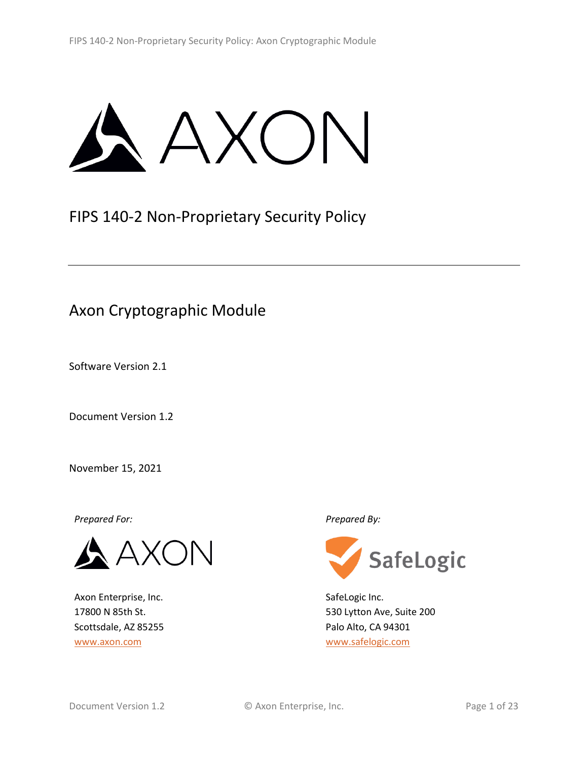# FIPS 140-2 Non-Proprietary Security Policy

## Axon Cryptographic Module

Software Version 2.1

Document Version 1.2

November 15, 2021

*Prepared For:*

Axon Enterprise, Inc.
17800 N 85th St.
Scottsdale, AZ 85255
www.axon.com

*Prepared By:*

SafeLogic Inc.
530 Lytton Ave, Suite 200
Palo Alto, CA 94301
www.safelogic.com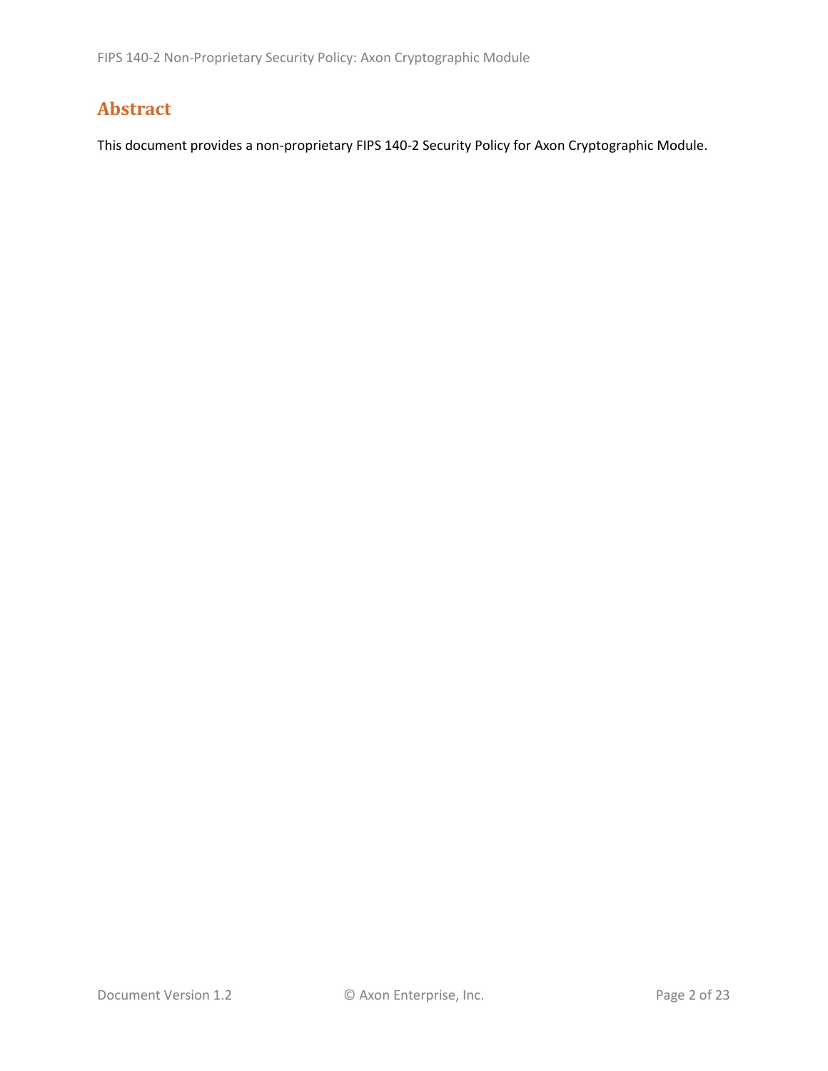## Abstract

This document provides a non-proprietary FIPS 140-2 Security Policy for Axon Cryptographic Module.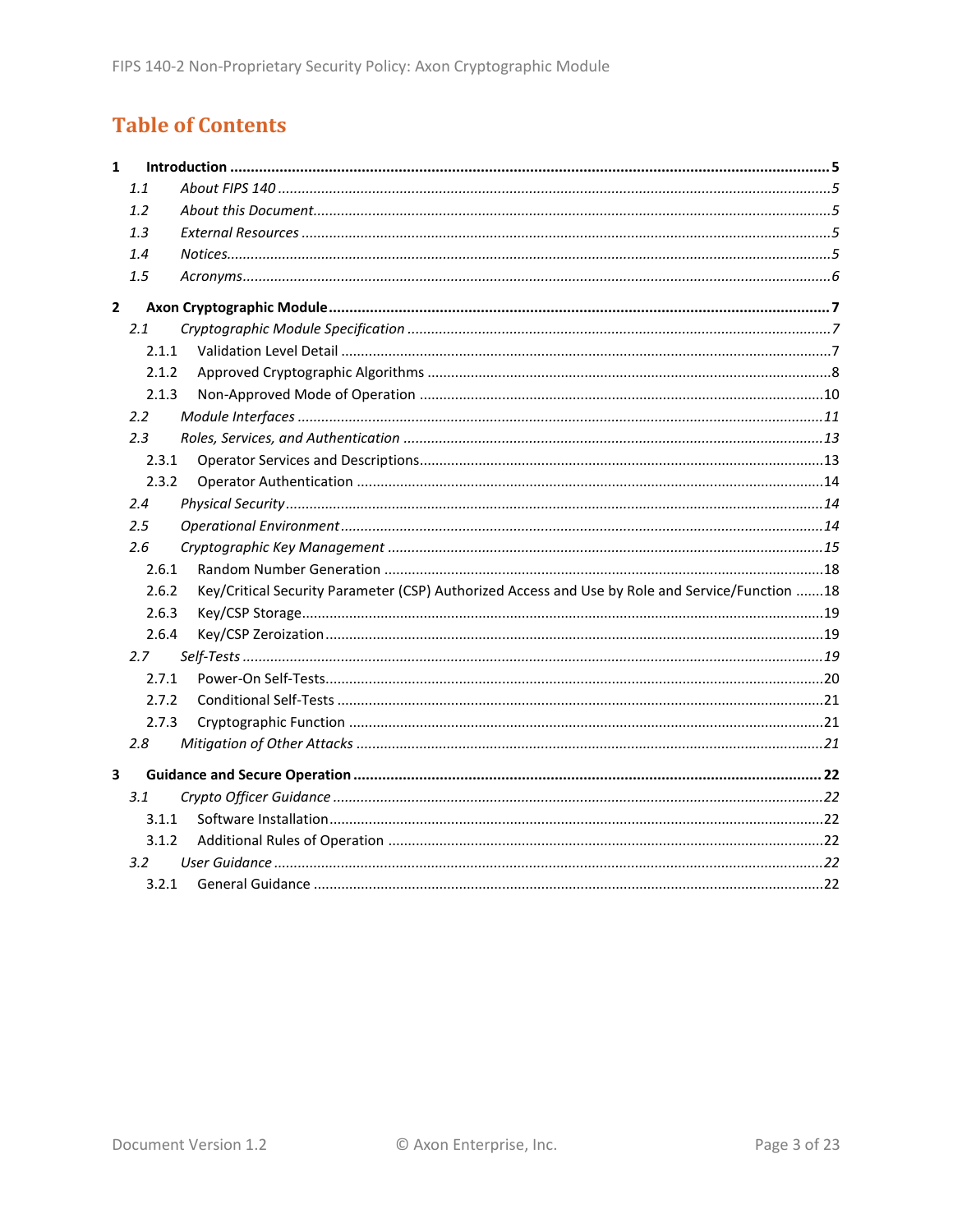# Table of Contents

**1 Introduction ........ 5**

- *1.1 About FIPS 140 ........ 5*
- *1.2 About this Document ........ 5*
- *1.3 External Resources ........ 5*
- *1.4 Notices ........ 5*
- *1.5 Acronyms ........ 6*

**2 Axon Cryptographic Module ........ 7**

- *2.1 Cryptographic Module Specification ........ 7*
  - 2.1.1 Validation Level Detail ........ 7
  - 2.1.2 Approved Cryptographic Algorithms ........ 8
  - 2.1.3 Non-Approved Mode of Operation ........ 10
- *2.2 Module Interfaces ........ 11*
- *2.3 Roles, Services, and Authentication ........ 13*
  - 2.3.1 Operator Services and Descriptions ........ 13
  - 2.3.2 Operator Authentication ........ 14
- *2.4 Physical Security ........ 14*
- *2.5 Operational Environment ........ 14*
- *2.6 Cryptographic Key Management ........ 15*
  - 2.6.1 Random Number Generation ........ 18
  - 2.6.2 Key/Critical Security Parameter (CSP) Authorized Access and Use by Role and Service/Function ........ 18
  - 2.6.3 Key/CSP Storage ........ 19
  - 2.6.4 Key/CSP Zeroization ........ 19
- *2.7 Self-Tests ........ 19*
  - 2.7.1 Power-On Self-Tests ........ 20
  - 2.7.2 Conditional Self-Tests ........ 21
  - 2.7.3 Cryptographic Function ........ 21
- *2.8 Mitigation of Other Attacks ........ 21*

**3 Guidance and Secure Operation ........ 22**

- *3.1 Crypto Officer Guidance ........ 22*
  - 3.1.1 Software Installation ........ 22
  - 3.1.2 Additional Rules of Operation ........ 22
- *3.2 User Guidance ........ 22*
  - 3.2.1 General Guidance ........ 22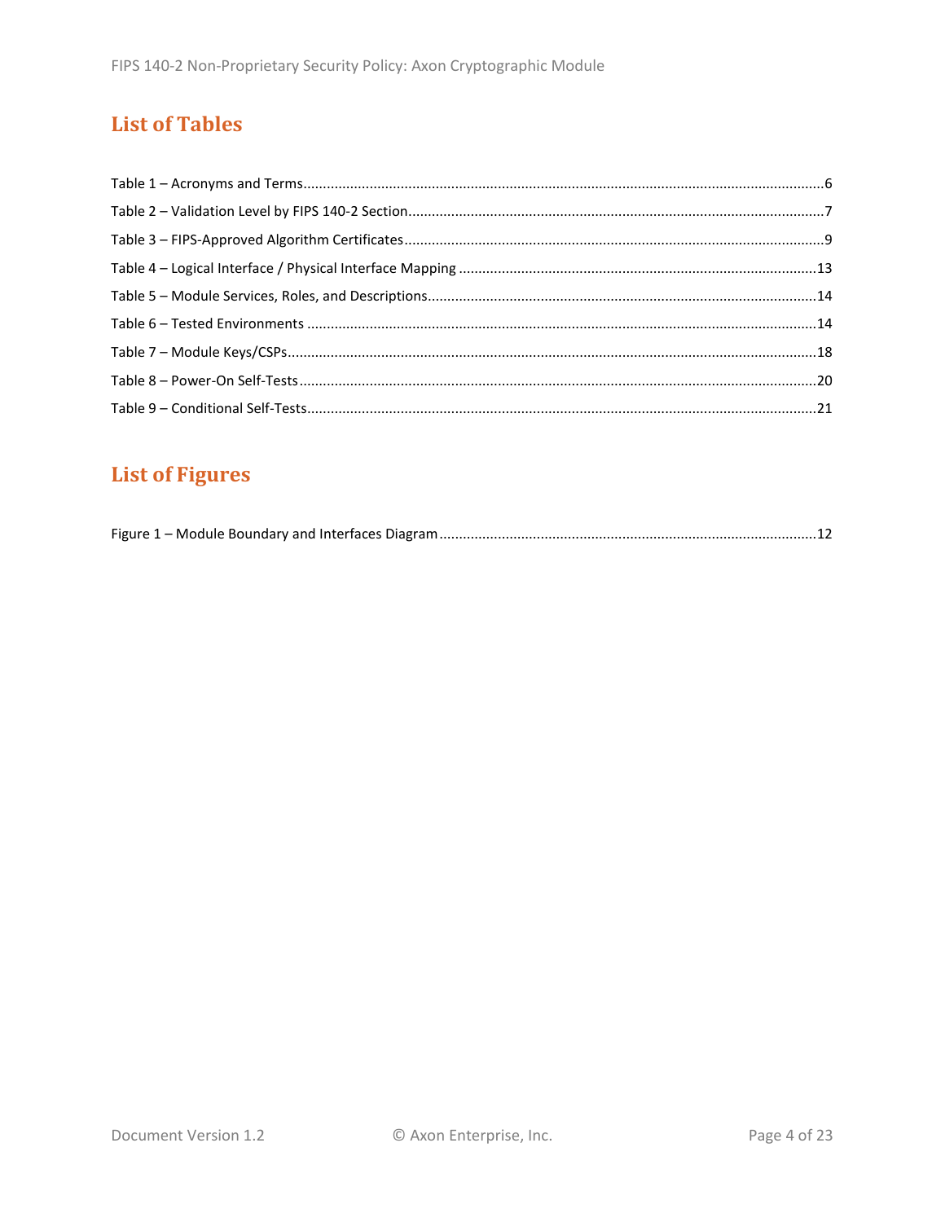## List of Tables

Table 1 – Acronyms and Terms....6
Table 2 – Validation Level by FIPS 140-2 Section....7
Table 3 – FIPS-Approved Algorithm Certificates....9
Table 4 – Logical Interface / Physical Interface Mapping....13
Table 5 – Module Services, Roles, and Descriptions....14
Table 6 – Tested Environments....14
Table 7 – Module Keys/CSPs....18
Table 8 – Power-On Self-Tests....20
Table 9 – Conditional Self-Tests....21

## List of Figures

Figure 1 – Module Boundary and Interfaces Diagram....12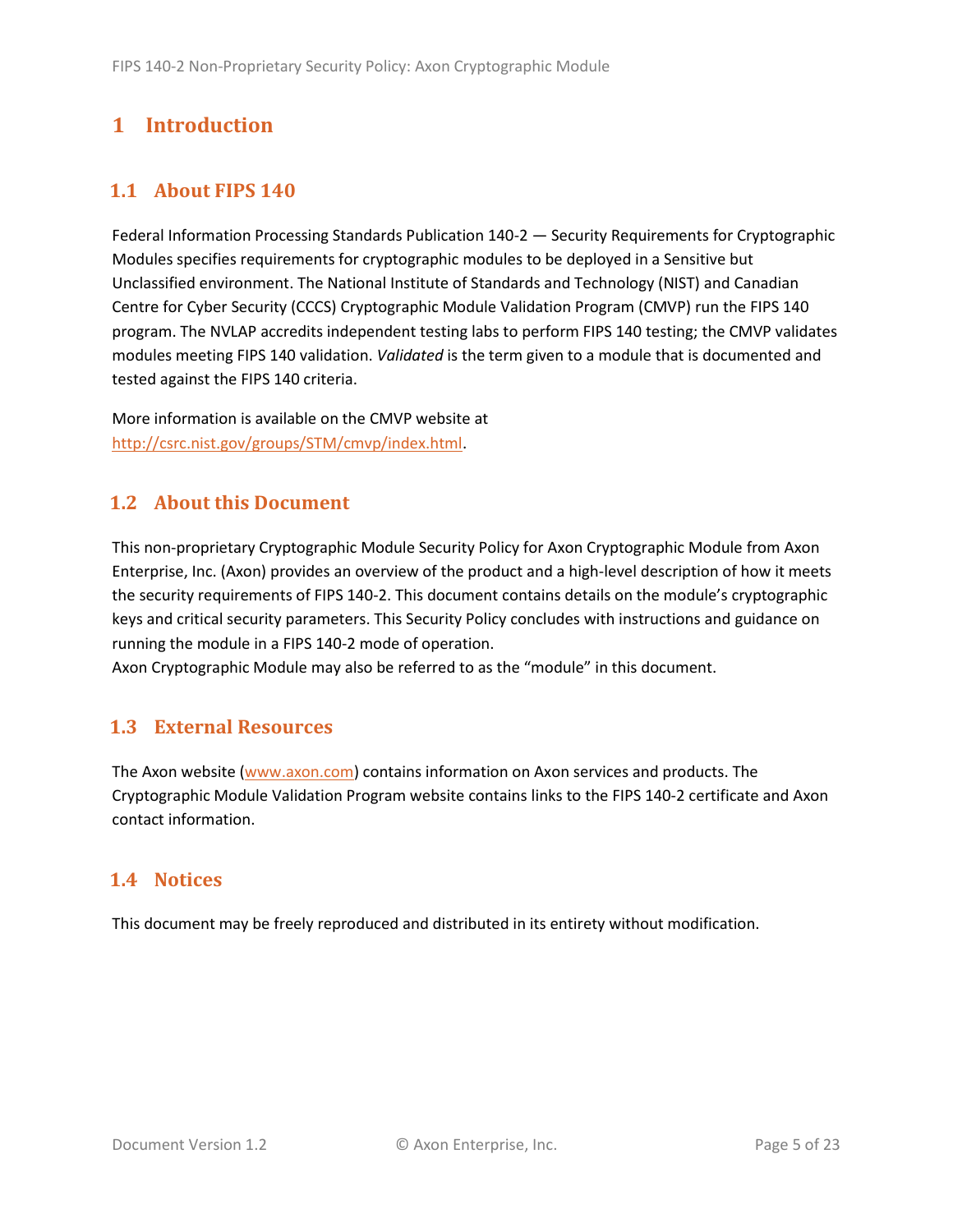# 1 Introduction

## 1.1 About FIPS 140

Federal Information Processing Standards Publication 140-2 — Security Requirements for Cryptographic Modules specifies requirements for cryptographic modules to be deployed in a Sensitive but Unclassified environment. The National Institute of Standards and Technology (NIST) and Canadian Centre for Cyber Security (CCCS) Cryptographic Module Validation Program (CMVP) run the FIPS 140 program. The NVLAP accredits independent testing labs to perform FIPS 140 testing; the CMVP validates modules meeting FIPS 140 validation. *Validated* is the term given to a module that is documented and tested against the FIPS 140 criteria.

More information is available on the CMVP website at http://csrc.nist.gov/groups/STM/cmvp/index.html.

## 1.2 About this Document

This non-proprietary Cryptographic Module Security Policy for Axon Cryptographic Module from Axon Enterprise, Inc. (Axon) provides an overview of the product and a high-level description of how it meets the security requirements of FIPS 140-2. This document contains details on the module's cryptographic keys and critical security parameters. This Security Policy concludes with instructions and guidance on running the module in a FIPS 140-2 mode of operation.
Axon Cryptographic Module may also be referred to as the "module" in this document.

## 1.3 External Resources

The Axon website (www.axon.com) contains information on Axon services and products. The Cryptographic Module Validation Program website contains links to the FIPS 140-2 certificate and Axon contact information.

## 1.4 Notices

This document may be freely reproduced and distributed in its entirety without modification.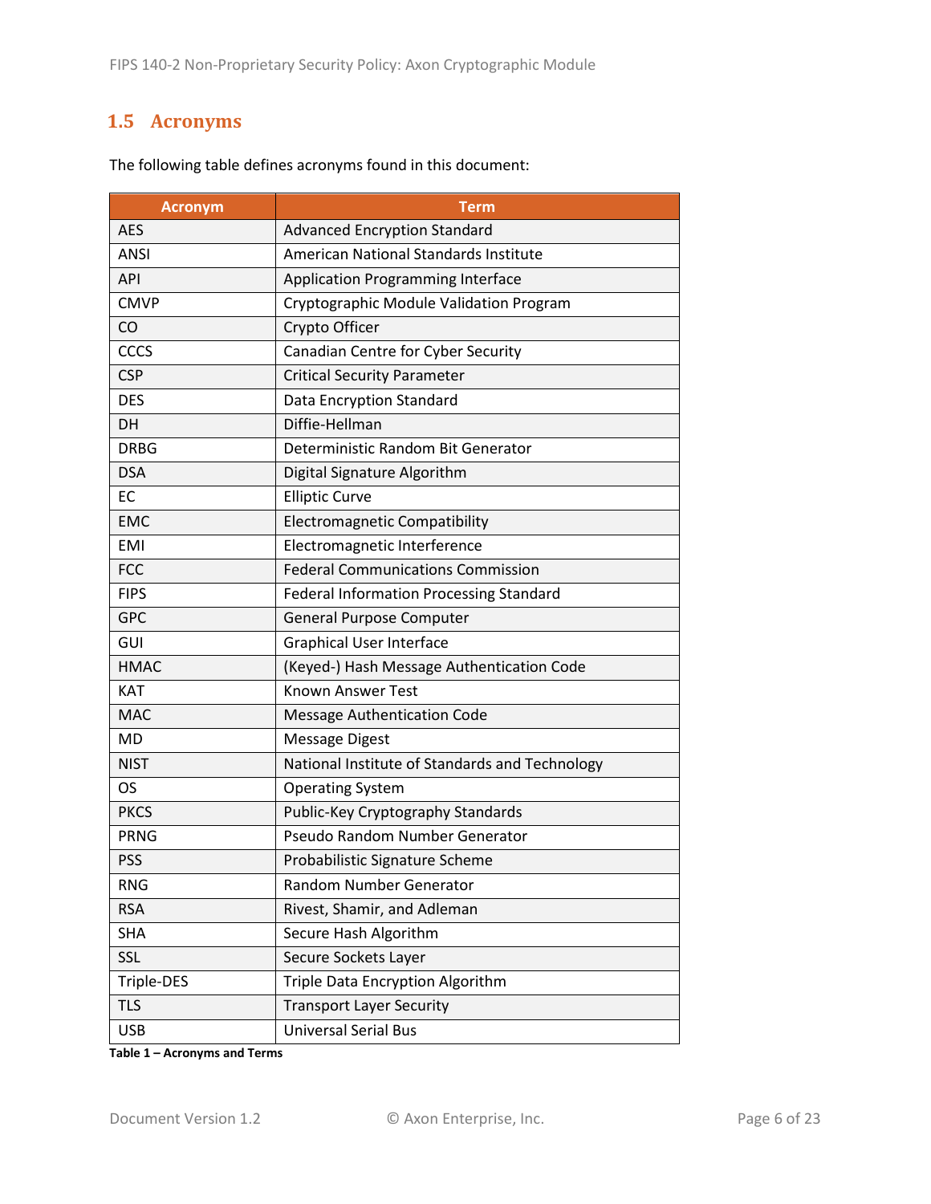## 1.5 Acronyms

The following table defines acronyms found in this document:

| Acronym | Term |
|---|---|
| AES | Advanced Encryption Standard |
| ANSI | American National Standards Institute |
| API | Application Programming Interface |
| CMVP | Cryptographic Module Validation Program |
| CO | Crypto Officer |
| CCCS | Canadian Centre for Cyber Security |
| CSP | Critical Security Parameter |
| DES | Data Encryption Standard |
| DH | Diffie-Hellman |
| DRBG | Deterministic Random Bit Generator |
| DSA | Digital Signature Algorithm |
| EC | Elliptic Curve |
| EMC | Electromagnetic Compatibility |
| EMI | Electromagnetic Interference |
| FCC | Federal Communications Commission |
| FIPS | Federal Information Processing Standard |
| GPC | General Purpose Computer |
| GUI | Graphical User Interface |
| HMAC | (Keyed-) Hash Message Authentication Code |
| KAT | Known Answer Test |
| MAC | Message Authentication Code |
| MD | Message Digest |
| NIST | National Institute of Standards and Technology |
| OS | Operating System |
| PKCS | Public-Key Cryptography Standards |
| PRNG | Pseudo Random Number Generator |
| PSS | Probabilistic Signature Scheme |
| RNG | Random Number Generator |
| RSA | Rivest, Shamir, and Adleman |
| SHA | Secure Hash Algorithm |
| SSL | Secure Sockets Layer |
| Triple-DES | Triple Data Encryption Algorithm |
| TLS | Transport Layer Security |
| USB | Universal Serial Bus |

**Table 1 – Acronyms and Terms**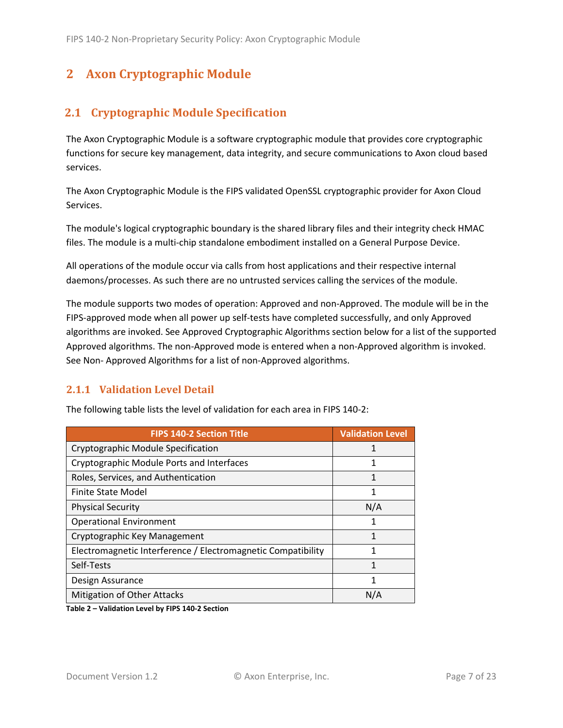# 2 Axon Cryptographic Module

## 2.1 Cryptographic Module Specification

The Axon Cryptographic Module is a software cryptographic module that provides core cryptographic functions for secure key management, data integrity, and secure communications to Axon cloud based services.

The Axon Cryptographic Module is the FIPS validated OpenSSL cryptographic provider for Axon Cloud Services.

The module's logical cryptographic boundary is the shared library files and their integrity check HMAC files. The module is a multi-chip standalone embodiment installed on a General Purpose Device.

All operations of the module occur via calls from host applications and their respective internal daemons/processes. As such there are no untrusted services calling the services of the module.

The module supports two modes of operation: Approved and non-Approved. The module will be in the FIPS-approved mode when all power up self-tests have completed successfully, and only Approved algorithms are invoked. See Approved Cryptographic Algorithms section below for a list of the supported Approved algorithms. The non-Approved mode is entered when a non-Approved algorithm is invoked. See Non- Approved Algorithms for a list of non-Approved algorithms.

### 2.1.1 Validation Level Detail

The following table lists the level of validation for each area in FIPS 140-2:

| FIPS 140-2 Section Title | Validation Level |
|---|---|
| Cryptographic Module Specification | 1 |
| Cryptographic Module Ports and Interfaces | 1 |
| Roles, Services, and Authentication | 1 |
| Finite State Model | 1 |
| Physical Security | N/A |
| Operational Environment | 1 |
| Cryptographic Key Management | 1 |
| Electromagnetic Interference / Electromagnetic Compatibility | 1 |
| Self-Tests | 1 |
| Design Assurance | 1 |
| Mitigation of Other Attacks | N/A |

**Table 2 – Validation Level by FIPS 140-2 Section**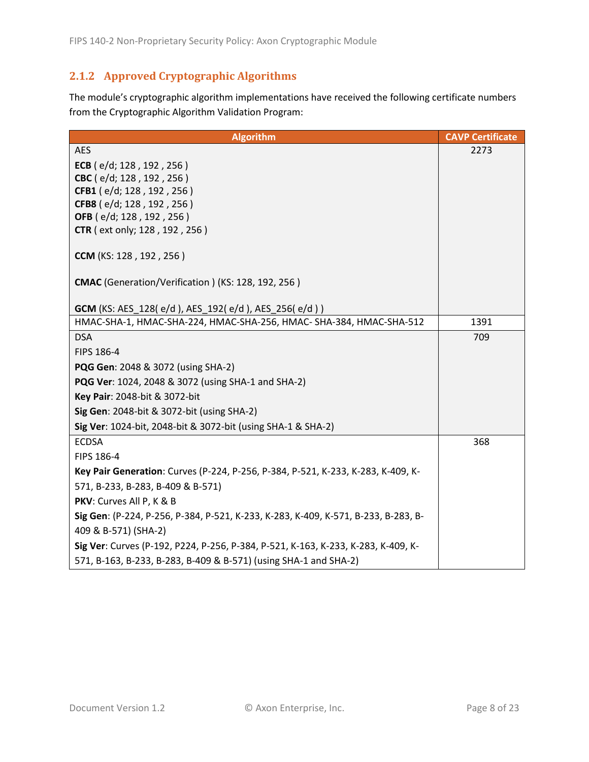### 2.1.2 Approved Cryptographic Algorithms

The module's cryptographic algorithm implementations have received the following certificate numbers from the Cryptographic Algorithm Validation Program:

| Algorithm | CAVP Certificate |
|---|---|
| AES<br><br>**ECB** ( e/d; 128 , 192 , 256 )<br>**CBC** ( e/d; 128 , 192 , 256 )<br>**CFB1** ( e/d; 128 , 192 , 256 )<br>**CFB8** ( e/d; 128 , 192 , 256 )<br>**OFB** ( e/d; 128 , 192 , 256 )<br>**CTR** ( ext only; 128 , 192 , 256 )<br><br>**CCM** (KS: 128 , 192 , 256 )<br><br>**CMAC** (Generation/Verification ) (KS: 128, 192, 256 )<br><br>**GCM** (KS: AES_128( e/d ), AES_192( e/d ), AES_256( e/d ) ) | 2273 |
| HMAC-SHA-1, HMAC-SHA-224, HMAC-SHA-256, HMAC- SHA-384, HMAC-SHA-512 | 1391 |
| DSA<br>FIPS 186-4<br>**PQG Gen**: 2048 & 3072 (using SHA-2)<br>**PQG Ver**: 1024, 2048 & 3072 (using SHA-1 and SHA-2)<br>**Key Pair**: 2048-bit & 3072-bit<br>**Sig Gen**: 2048-bit & 3072-bit (using SHA-2)<br>**Sig Ver**: 1024-bit, 2048-bit & 3072-bit (using SHA-1 & SHA-2) | 709 |
| ECDSA<br>FIPS 186-4<br>**Key Pair Generation**: Curves (P-224, P-256, P-384, P-521, K-233, K-283, K-409, K-571, B-233, B-283, B-409 & B-571)<br>**PKV**: Curves All P, K & B<br>**Sig Gen**: (P-224, P-256, P-384, P-521, K-233, K-283, K-409, K-571, B-233, B-283, B-409 & B-571) (SHA-2)<br>**Sig Ver**: Curves (P-192, P224, P-256, P-384, P-521, K-163, K-233, K-283, K-409, K-571, B-163, B-233, B-283, B-409 & B-571) (using SHA-1 and SHA-2) | 368 |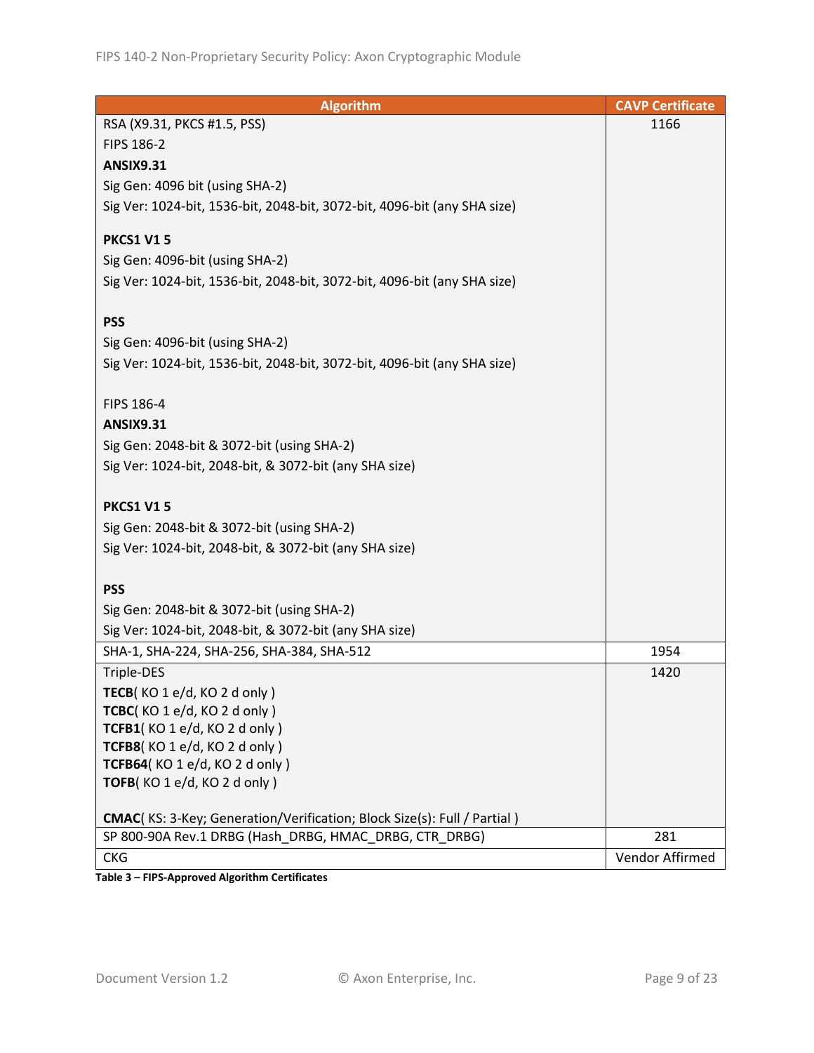| Algorithm | CAVP Certificate |
|---|---|
| RSA (X9.31, PKCS #1.5, PSS)<br>FIPS 186-2<br>**ANSIX9.31**<br>Sig Gen: 4096 bit (using SHA-2)<br>Sig Ver: 1024-bit, 1536-bit, 2048-bit, 3072-bit, 4096-bit (any SHA size)<br><br>**PKCS1 V1 5**<br>Sig Gen: 4096-bit (using SHA-2)<br>Sig Ver: 1024-bit, 1536-bit, 2048-bit, 3072-bit, 4096-bit (any SHA size)<br><br>**PSS**<br>Sig Gen: 4096-bit (using SHA-2)<br>Sig Ver: 1024-bit, 1536-bit, 2048-bit, 3072-bit, 4096-bit (any SHA size)<br><br>FIPS 186-4<br>**ANSIX9.31**<br>Sig Gen: 2048-bit & 3072-bit (using SHA-2)<br>Sig Ver: 1024-bit, 2048-bit, & 3072-bit (any SHA size)<br><br>**PKCS1 V1 5**<br>Sig Gen: 2048-bit & 3072-bit (using SHA-2)<br>Sig Ver: 1024-bit, 2048-bit, & 3072-bit (any SHA size)<br><br>**PSS**<br>Sig Gen: 2048-bit & 3072-bit (using SHA-2)<br>Sig Ver: 1024-bit, 2048-bit, & 3072-bit (any SHA size) | 1166 |
| SHA-1, SHA-224, SHA-256, SHA-384, SHA-512 | 1954 |
| Triple-DES<br>**TECB**( KO 1 e/d, KO 2 d only )<br>**TCBC**( KO 1 e/d, KO 2 d only )<br>**TCFB1**( KO 1 e/d, KO 2 d only )<br>**TCFB8**( KO 1 e/d, KO 2 d only )<br>**TCFB64**( KO 1 e/d, KO 2 d only )<br>**TOFB**( KO 1 e/d, KO 2 d only )<br><br>**CMAC**( KS: 3-Key; Generation/Verification; Block Size(s): Full / Partial ) | 1420 |
| SP 800-90A Rev.1 DRBG (Hash_DRBG, HMAC_DRBG, CTR_DRBG) | 281 |
| CKG | Vendor Affirmed |

**Table 3 – FIPS-Approved Algorithm Certificates**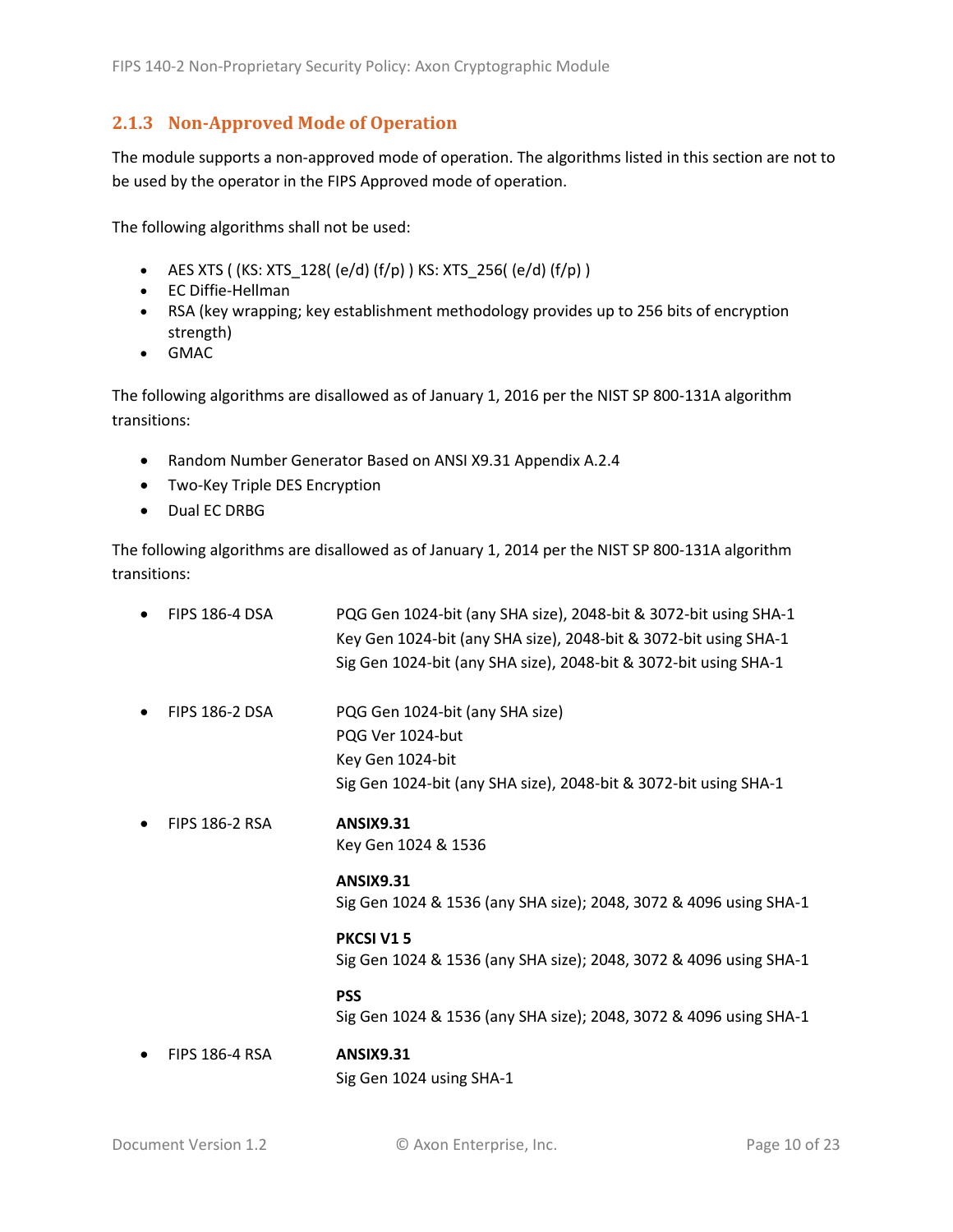### 2.1.3 Non-Approved Mode of Operation

The module supports a non-approved mode of operation. The algorithms listed in this section are not to be used by the operator in the FIPS Approved mode of operation.

The following algorithms shall not be used:

- AES XTS ( (KS: XTS_128( (e/d) (f/p) ) KS: XTS_256( (e/d) (f/p) )
- EC Diffie-Hellman
- RSA (key wrapping; key establishment methodology provides up to 256 bits of encryption strength)
- GMAC

The following algorithms are disallowed as of January 1, 2016 per the NIST SP 800-131A algorithm transitions:

- Random Number Generator Based on ANSI X9.31 Appendix A.2.4
- Two-Key Triple DES Encryption
- Dual EC DRBG

The following algorithms are disallowed as of January 1, 2014 per the NIST SP 800-131A algorithm transitions:

- FIPS 186-4 DSA
  - PQG Gen 1024-bit (any SHA size), 2048-bit & 3072-bit using SHA-1
  - Key Gen 1024-bit (any SHA size), 2048-bit & 3072-bit using SHA-1
  - Sig Gen 1024-bit (any SHA size), 2048-bit & 3072-bit using SHA-1
- FIPS 186-2 DSA
  - PQG Gen 1024-bit (any SHA size)
  - PQG Ver 1024-but
  - Key Gen 1024-bit
  - Sig Gen 1024-bit (any SHA size), 2048-bit & 3072-bit using SHA-1
- FIPS 186-2 RSA
  - **ANSIX9.31**
    Key Gen 1024 & 1536
  - **ANSIX9.31**
    Sig Gen 1024 & 1536 (any SHA size); 2048, 3072 & 4096 using SHA-1
  - **PKCSI V1 5**
    Sig Gen 1024 & 1536 (any SHA size); 2048, 3072 & 4096 using SHA-1
  - **PSS**
    Sig Gen 1024 & 1536 (any SHA size); 2048, 3072 & 4096 using SHA-1
- FIPS 186-4 RSA
  - **ANSIX9.31**
    Sig Gen 1024 using SHA-1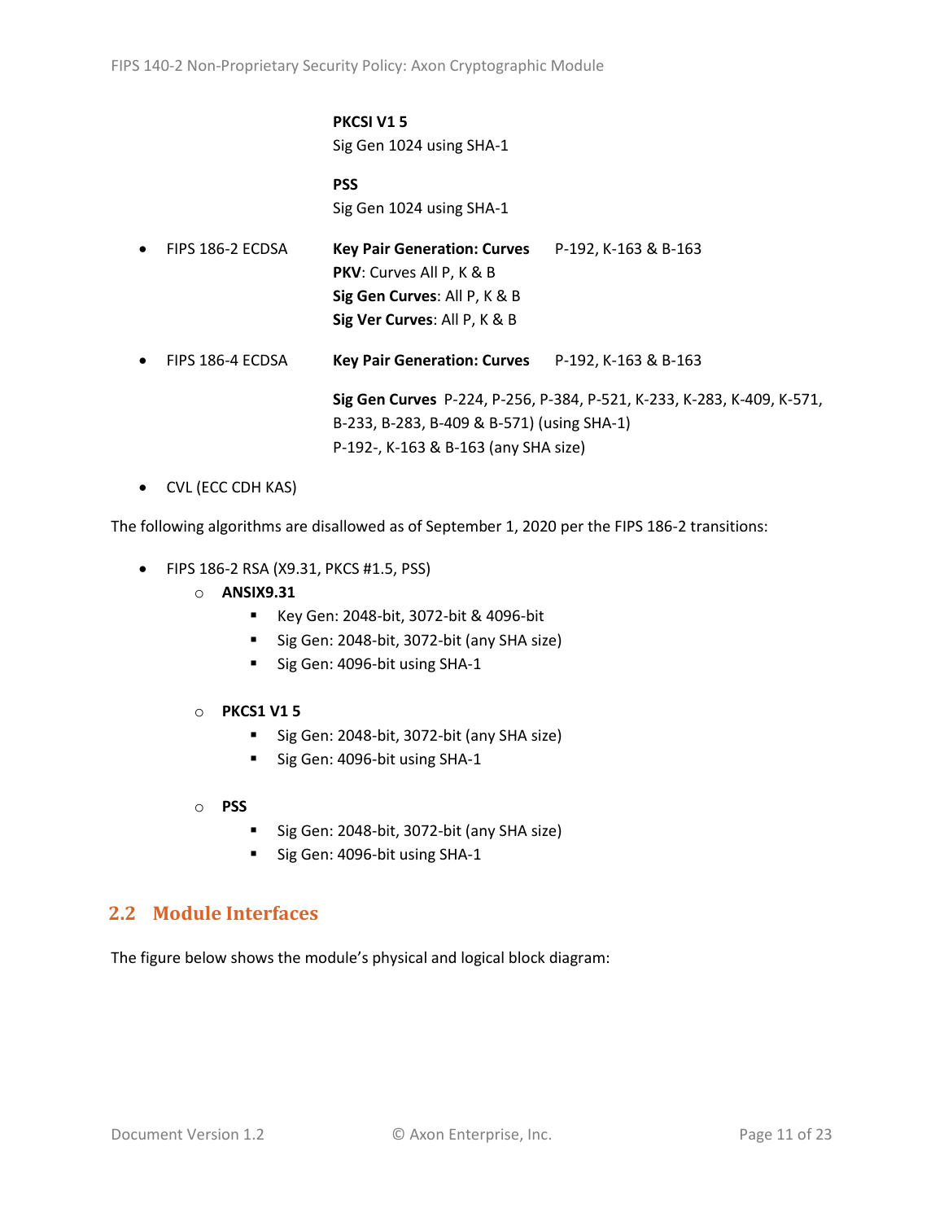**PKCSI V1 5**
Sig Gen 1024 using SHA-1

**PSS**
Sig Gen 1024 using SHA-1

- FIPS 186-2 ECDSA **Key Pair Generation: Curves** P-192, K-163 & B-163
  **PKV**: Curves All P, K & B
  **Sig Gen Curves**: All P, K & B
  **Sig Ver Curves**: All P, K & B
- FIPS 186-4 ECDSA **Key Pair Generation: Curves** P-192, K-163 & B-163

  **Sig Gen Curves** P-224, P-256, P-384, P-521, K-233, K-283, K-409, K-571, B-233, B-283, B-409 & B-571) (using SHA-1)
  P-192-, K-163 & B-163 (any SHA size)
- CVL (ECC CDH KAS)

The following algorithms are disallowed as of September 1, 2020 per the FIPS 186-2 transitions:

- FIPS 186-2 RSA (X9.31, PKCS #1.5, PSS)
  - **ANSIX9.31**
    - Key Gen: 2048-bit, 3072-bit & 4096-bit
    - Sig Gen: 2048-bit, 3072-bit (any SHA size)
    - Sig Gen: 4096-bit using SHA-1
  - **PKCS1 V1 5**
    - Sig Gen: 2048-bit, 3072-bit (any SHA size)
    - Sig Gen: 4096-bit using SHA-1
  - **PSS**
    - Sig Gen: 2048-bit, 3072-bit (any SHA size)
    - Sig Gen: 4096-bit using SHA-1

## 2.2 Module Interfaces

The figure below shows the module's physical and logical block diagram: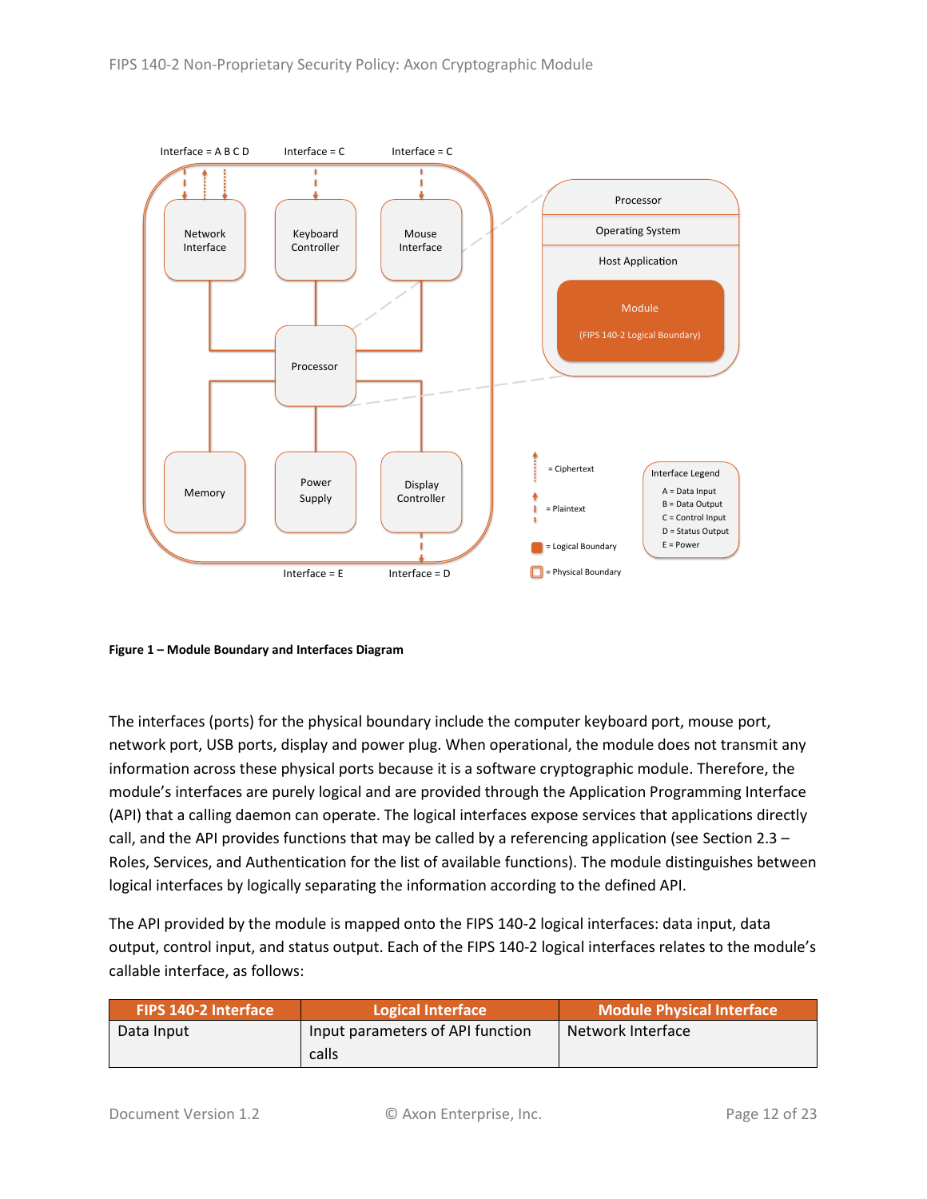**Figure 1 – Module Boundary and Interfaces Diagram**

The interfaces (ports) for the physical boundary include the computer keyboard port, mouse port, network port, USB ports, display and power plug. When operational, the module does not transmit any information across these physical ports because it is a software cryptographic module. Therefore, the module's interfaces are purely logical and are provided through the Application Programming Interface (API) that a calling daemon can operate. The logical interfaces expose services that applications directly call, and the API provides functions that may be called by a referencing application (see Section 2.3 – Roles, Services, and Authentication for the list of available functions). The module distinguishes between logical interfaces by logically separating the information according to the defined API.

The API provided by the module is mapped onto the FIPS 140-2 logical interfaces: data input, data output, control input, and status output. Each of the FIPS 140-2 logical interfaces relates to the module's callable interface, as follows:

| FIPS 140-2 Interface | Logical Interface | Module Physical Interface |
|---|---|---|
| Data Input | Input parameters of API function calls | Network Interface |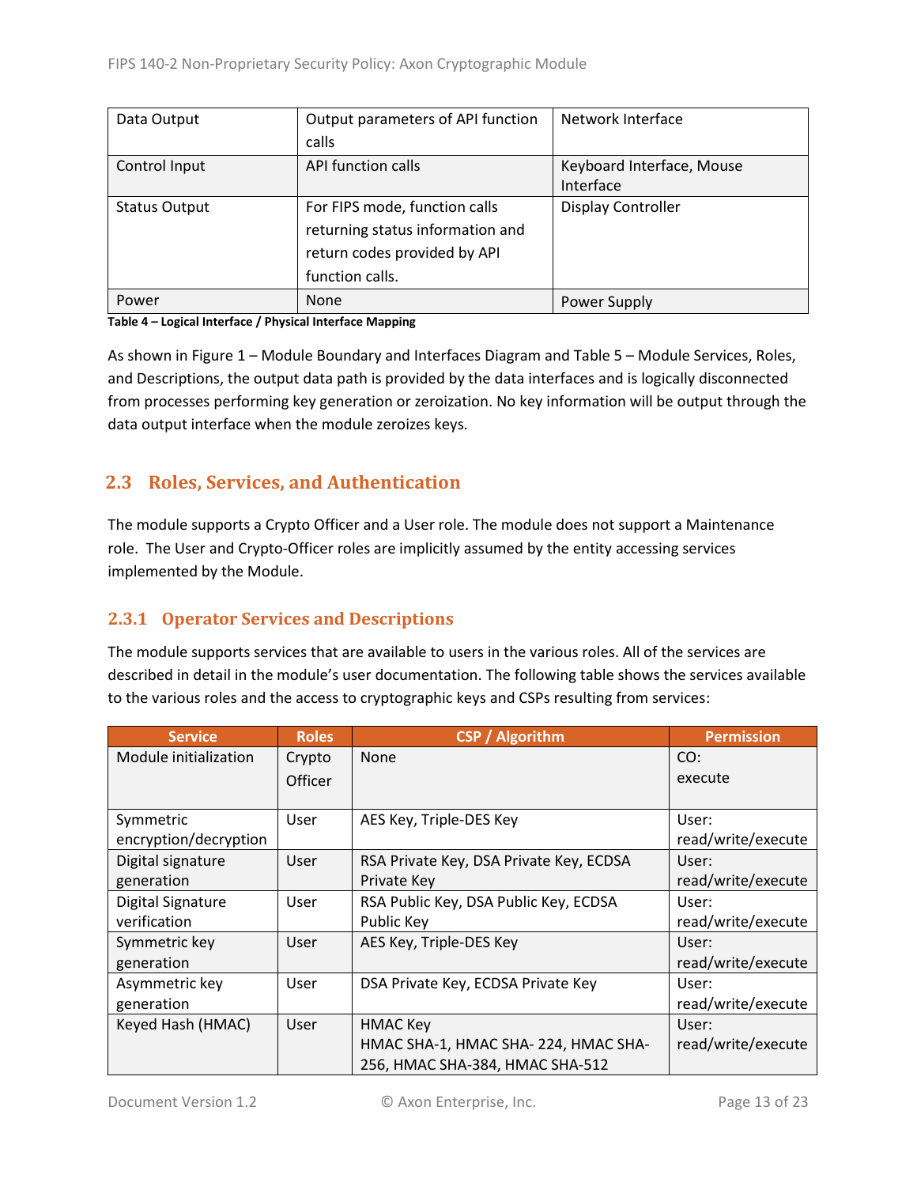| Data Output | Output parameters of API function calls | Network Interface |
|---|---|---|
| Control Input | API function calls | Keyboard Interface, Mouse Interface |
| Status Output | For FIPS mode, function calls returning status information and return codes provided by API function calls. | Display Controller |
| Power | None | Power Supply |

**Table 4 – Logical Interface / Physical Interface Mapping**

As shown in Figure 1 – Module Boundary and Interfaces Diagram and Table 5 – Module Services, Roles, and Descriptions, the output data path is provided by the data interfaces and is logically disconnected from processes performing key generation or zeroization. No key information will be output through the data output interface when the module zeroizes keys.

## 2.3 Roles, Services, and Authentication

The module supports a Crypto Officer and a User role. The module does not support a Maintenance role. The User and Crypto-Officer roles are implicitly assumed by the entity accessing services implemented by the Module.

### 2.3.1 Operator Services and Descriptions

The module supports services that are available to users in the various roles. All of the services are described in detail in the module's user documentation. The following table shows the services available to the various roles and the access to cryptographic keys and CSPs resulting from services:

| Service | Roles | CSP / Algorithm | Permission |
|---|---|---|---|
| Module initialization | Crypto Officer | None | CO: execute |
| Symmetric encryption/decryption | User | AES Key, Triple-DES Key | User: read/write/execute |
| Digital signature generation | User | RSA Private Key, DSA Private Key, ECDSA Private Key | User: read/write/execute |
| Digital Signature verification | User | RSA Public Key, DSA Public Key, ECDSA Public Key | User: read/write/execute |
| Symmetric key generation | User | AES Key, Triple-DES Key | User: read/write/execute |
| Asymmetric key generation | User | DSA Private Key, ECDSA Private Key | User: read/write/execute |
| Keyed Hash (HMAC) | User | HMAC Key<br>HMAC SHA-1, HMAC SHA- 224, HMAC SHA-256, HMAC SHA-384, HMAC SHA-512 | User: read/write/execute |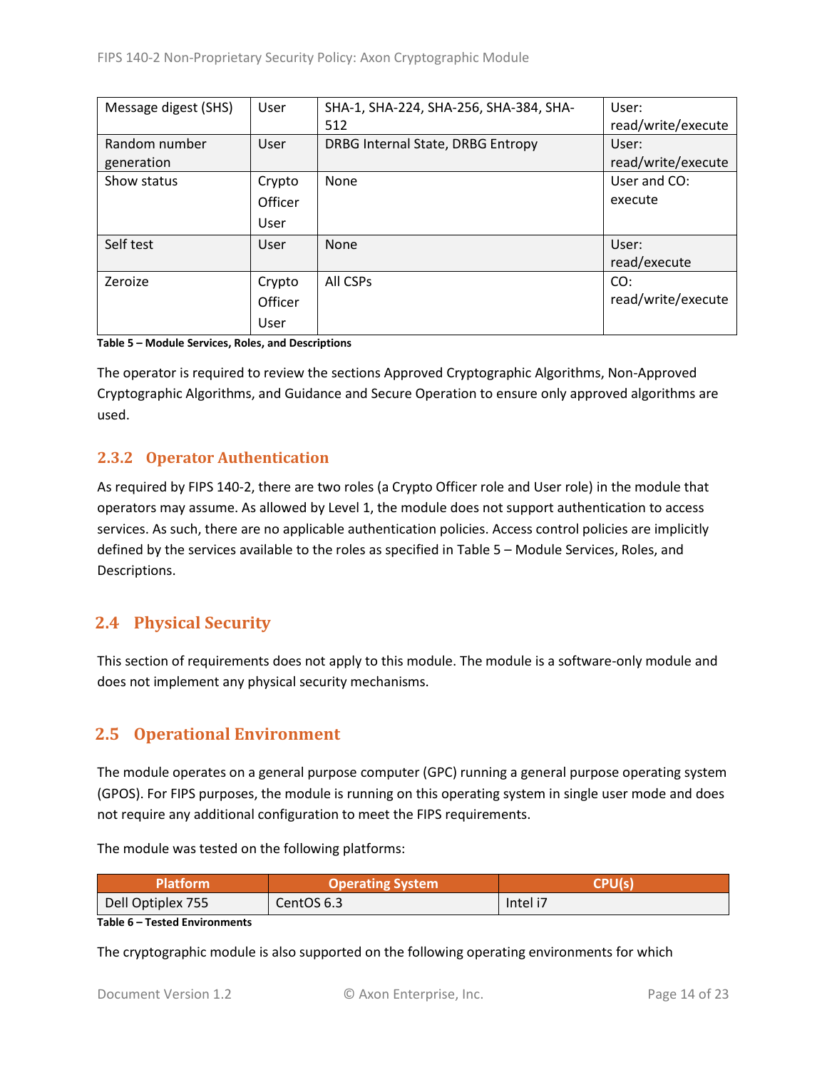| Message digest (SHS) | User | SHA-1, SHA-224, SHA-256, SHA-384, SHA-512 | User: read/write/execute |
|---|---|---|---|
| Random number generation | User | DRBG Internal State, DRBG Entropy | User: read/write/execute |
| Show status | Crypto Officer User | None | User and CO: execute |
| Self test | User | None | User: read/execute |
| Zeroize | Crypto Officer User | All CSPs | CO: read/write/execute |

**Table 5 – Module Services, Roles, and Descriptions**

The operator is required to review the sections Approved Cryptographic Algorithms, Non-Approved Cryptographic Algorithms, and Guidance and Secure Operation to ensure only approved algorithms are used.

### 2.3.2 Operator Authentication

As required by FIPS 140-2, there are two roles (a Crypto Officer role and User role) in the module that operators may assume. As allowed by Level 1, the module does not support authentication to access services. As such, there are no applicable authentication policies. Access control policies are implicitly defined by the services available to the roles as specified in Table 5 – Module Services, Roles, and Descriptions.

## 2.4 Physical Security

This section of requirements does not apply to this module. The module is a software-only module and does not implement any physical security mechanisms.

## 2.5 Operational Environment

The module operates on a general purpose computer (GPC) running a general purpose operating system (GPOS). For FIPS purposes, the module is running on this operating system in single user mode and does not require any additional configuration to meet the FIPS requirements.

The module was tested on the following platforms:

| Platform | Operating System | CPU(s) |
|---|---|---|
| Dell Optiplex 755 | CentOS 6.3 | Intel i7 |

**Table 6 – Tested Environments**

The cryptographic module is also supported on the following operating environments for which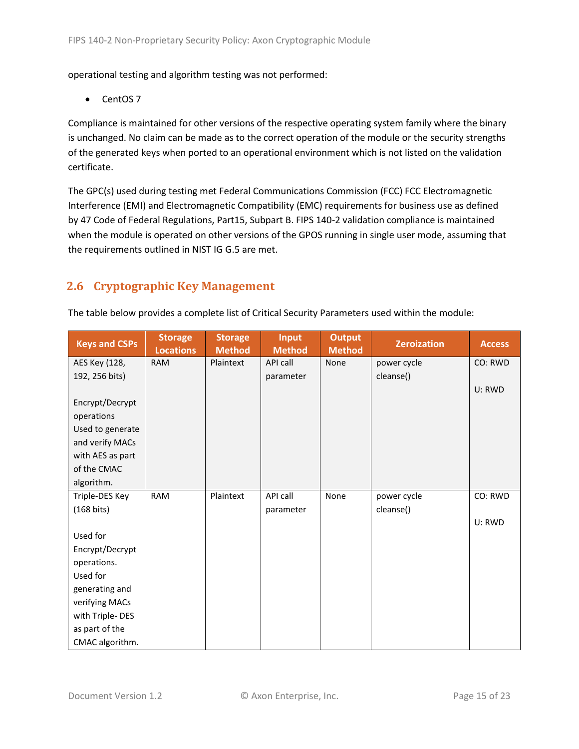operational testing and algorithm testing was not performed:

- CentOS 7

Compliance is maintained for other versions of the respective operating system family where the binary is unchanged. No claim can be made as to the correct operation of the module or the security strengths of the generated keys when ported to an operational environment which is not listed on the validation certificate.

The GPC(s) used during testing met Federal Communications Commission (FCC) FCC Electromagnetic Interference (EMI) and Electromagnetic Compatibility (EMC) requirements for business use as defined by 47 Code of Federal Regulations, Part15, Subpart B. FIPS 140-2 validation compliance is maintained when the module is operated on other versions of the GPOS running in single user mode, assuming that the requirements outlined in NIST IG G.5 are met.

## 2.6 Cryptographic Key Management

The table below provides a complete list of Critical Security Parameters used within the module:

| Keys and CSPs | Storage Locations | Storage Method | Input Method | Output Method | Zeroization | Access |
|---|---|---|---|---|---|---|
| AES Key (128, 192, 256 bits)<br><br>Encrypt/Decrypt operations<br>Used to generate and verify MACs with AES as part of the CMAC algorithm. | RAM | Plaintext | API call parameter | None | power cycle<br>cleanse() | CO: RWD<br><br>U: RWD |
| Triple-DES Key (168 bits)<br><br>Used for Encrypt/Decrypt operations.<br>Used for generating and verifying MACs with Triple- DES as part of the CMAC algorithm. | RAM | Plaintext | API call parameter | None | power cycle<br>cleanse() | CO: RWD<br><br>U: RWD |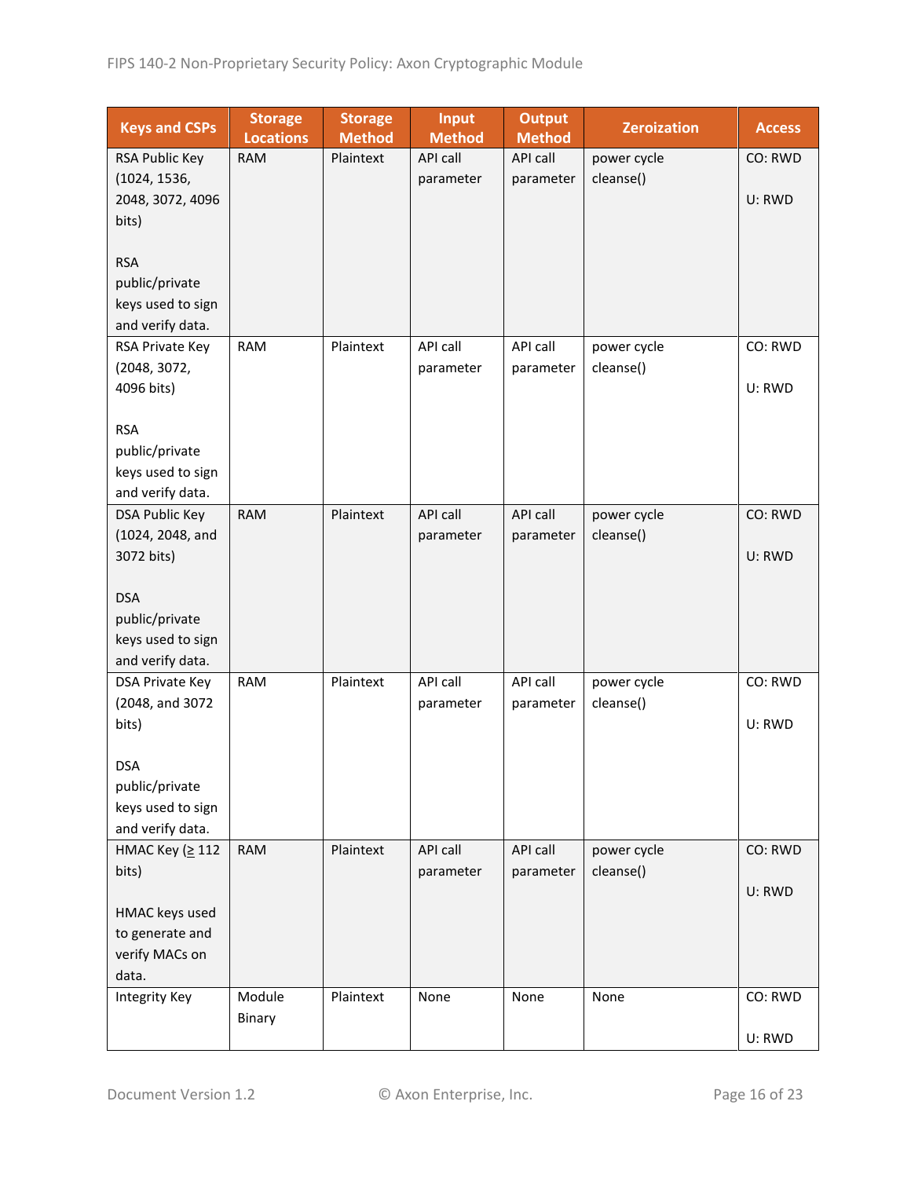| Keys and CSPs | Storage Locations | Storage Method | Input Method | Output Method | Zeroization | Access |
|---|---|---|---|---|---|---|
| RSA Public Key (1024, 1536, 2048, 3072, 4096 bits)<br><br>RSA public/private keys used to sign and verify data. | RAM | Plaintext | API call parameter | API call parameter | power cycle cleanse() | CO: RWD<br><br>U: RWD |
| RSA Private Key (2048, 3072, 4096 bits)<br><br>RSA public/private keys used to sign and verify data. | RAM | Plaintext | API call parameter | API call parameter | power cycle cleanse() | CO: RWD<br><br>U: RWD |
| DSA Public Key (1024, 2048, and 3072 bits)<br><br>DSA public/private keys used to sign and verify data. | RAM | Plaintext | API call parameter | API call parameter | power cycle cleanse() | CO: RWD<br><br>U: RWD |
| DSA Private Key (2048, and 3072 bits)<br><br>DSA public/private keys used to sign and verify data. | RAM | Plaintext | API call parameter | API call parameter | power cycle cleanse() | CO: RWD<br><br>U: RWD |
| HMAC Key (≥ 112 bits)<br><br>HMAC keys used to generate and verify MACs on data. | RAM | Plaintext | API call parameter | API call parameter | power cycle cleanse() | CO: RWD<br><br>U: RWD |
| Integrity Key | Module Binary | Plaintext | None | None | None | CO: RWD<br><br>U: RWD |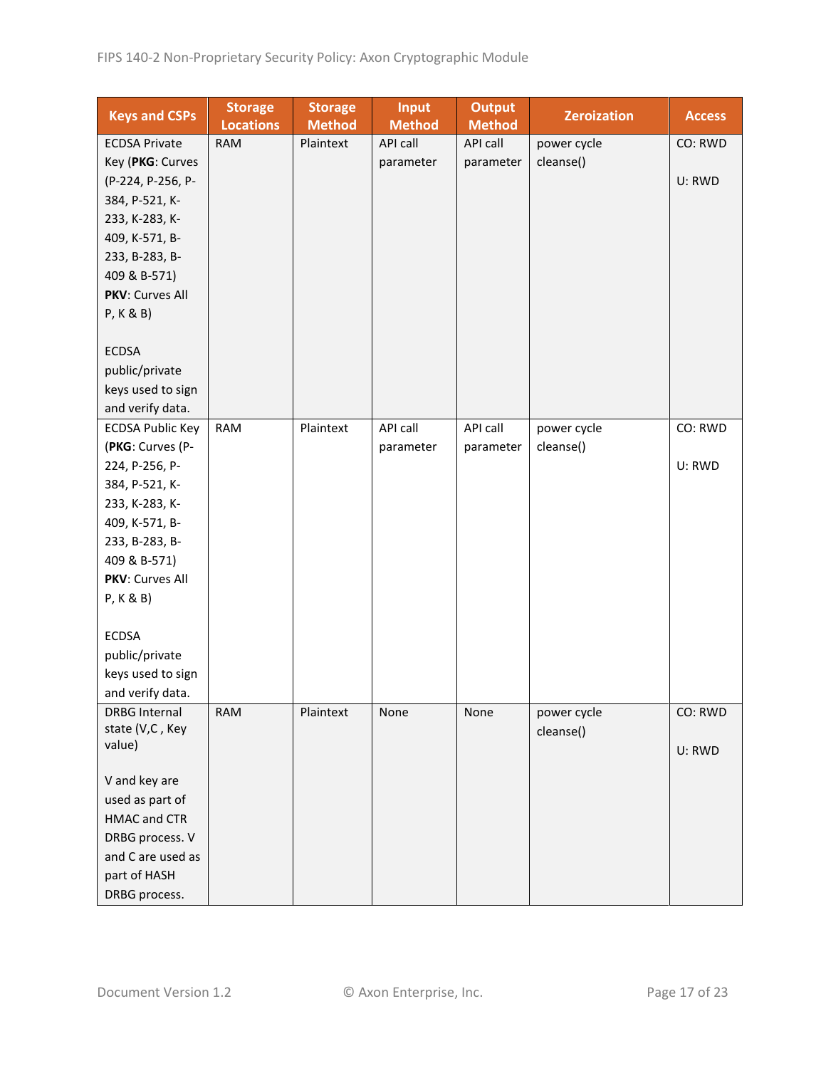| Keys and CSPs | Storage Locations | Storage Method | Input Method | Output Method | Zeroization | Access |
|---|---|---|---|---|---|---|
| ECDSA Private Key (**PKG**: Curves (P-224, P-256, P-384, P-521, K-233, K-283, K-409, K-571, B-233, B-283, B-409 & B-571) **PKV**: Curves All P, K & B)<br><br>ECDSA public/private keys used to sign and verify data. | RAM | Plaintext | API call parameter | API call parameter | power cycle cleanse() | CO: RWD<br><br>U: RWD |
| ECDSA Public Key (**PKG**: Curves (P-224, P-256, P-384, P-521, K-233, K-283, K-409, K-571, B-233, B-283, B-409 & B-571) **PKV**: Curves All P, K & B)<br><br>ECDSA public/private keys used to sign and verify data. | RAM | Plaintext | API call parameter | API call parameter | power cycle cleanse() | CO: RWD<br><br>U: RWD |
| DRBG Internal state (V,C , Key value)<br><br>V and key are used as part of HMAC and CTR DRBG process. V and C are used as part of HASH DRBG process. | RAM | Plaintext | None | None | power cycle cleanse() | CO: RWD<br><br>U: RWD |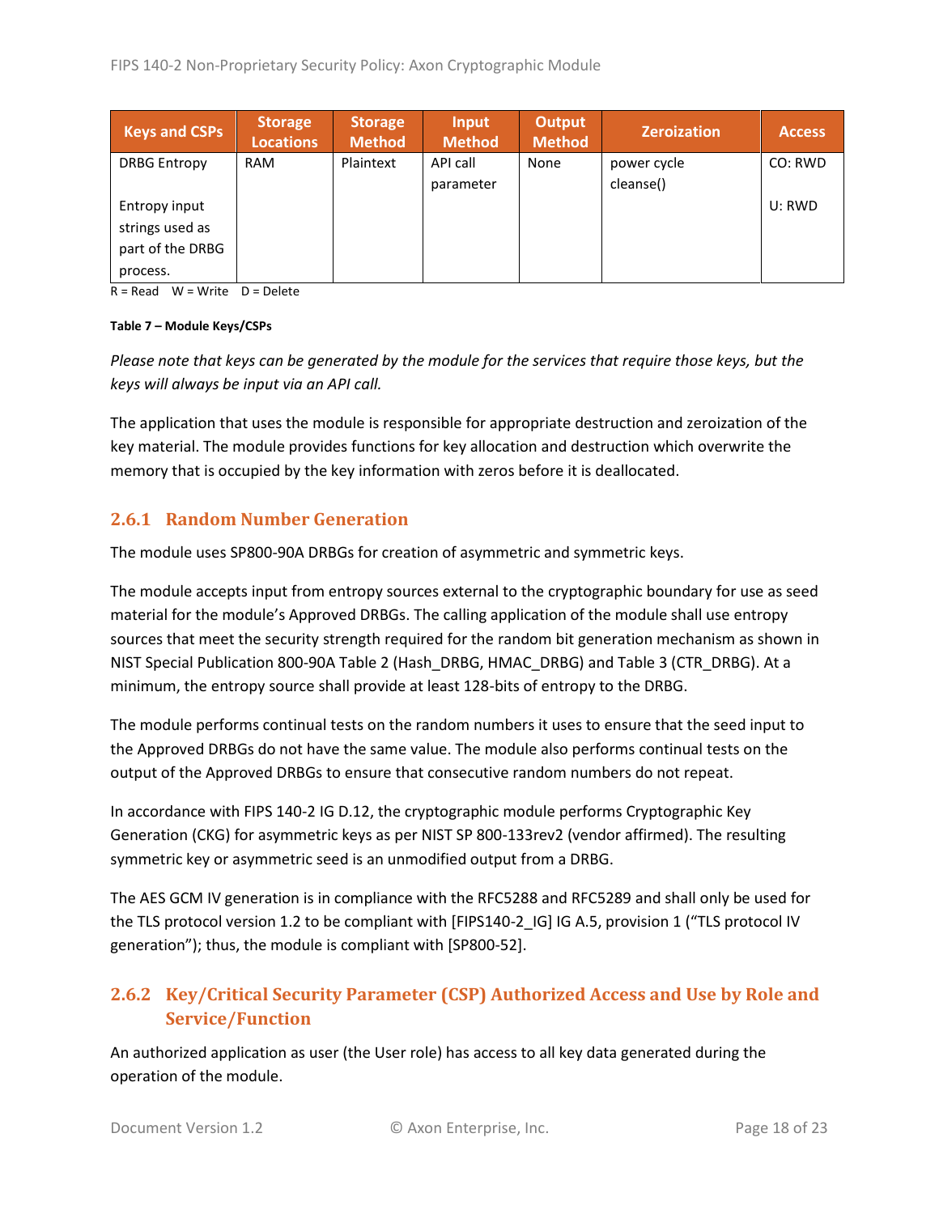| Keys and CSPs | Storage Locations | Storage Method | Input Method | Output Method | Zeroization | Access |
|---|---|---|---|---|---|---|
| DRBG Entropy<br><br>Entropy input strings used as part of the DRBG process. | RAM | Plaintext | API call parameter | None | power cycle cleanse() | CO: RWD<br><br>U: RWD |

R = Read W = Write D = Delete

**Table 7 – Module Keys/CSPs**

*Please note that keys can be generated by the module for the services that require those keys, but the keys will always be input via an API call.*

The application that uses the module is responsible for appropriate destruction and zeroization of the key material. The module provides functions for key allocation and destruction which overwrite the memory that is occupied by the key information with zeros before it is deallocated.

### 2.6.1 Random Number Generation

The module uses SP800-90A DRBGs for creation of asymmetric and symmetric keys.

The module accepts input from entropy sources external to the cryptographic boundary for use as seed material for the module's Approved DRBGs. The calling application of the module shall use entropy sources that meet the security strength required for the random bit generation mechanism as shown in NIST Special Publication 800-90A Table 2 (Hash_DRBG, HMAC_DRBG) and Table 3 (CTR_DRBG). At a minimum, the entropy source shall provide at least 128-bits of entropy to the DRBG.

The module performs continual tests on the random numbers it uses to ensure that the seed input to the Approved DRBGs do not have the same value. The module also performs continual tests on the output of the Approved DRBGs to ensure that consecutive random numbers do not repeat.

In accordance with FIPS 140-2 IG D.12, the cryptographic module performs Cryptographic Key Generation (CKG) for asymmetric keys as per NIST SP 800-133rev2 (vendor affirmed). The resulting symmetric key or asymmetric seed is an unmodified output from a DRBG.

The AES GCM IV generation is in compliance with the RFC5288 and RFC5289 and shall only be used for the TLS protocol version 1.2 to be compliant with [FIPS140-2_IG] IG A.5, provision 1 ("TLS protocol IV generation"); thus, the module is compliant with [SP800-52].

### 2.6.2 Key/Critical Security Parameter (CSP) Authorized Access and Use by Role and Service/Function

An authorized application as user (the User role) has access to all key data generated during the operation of the module.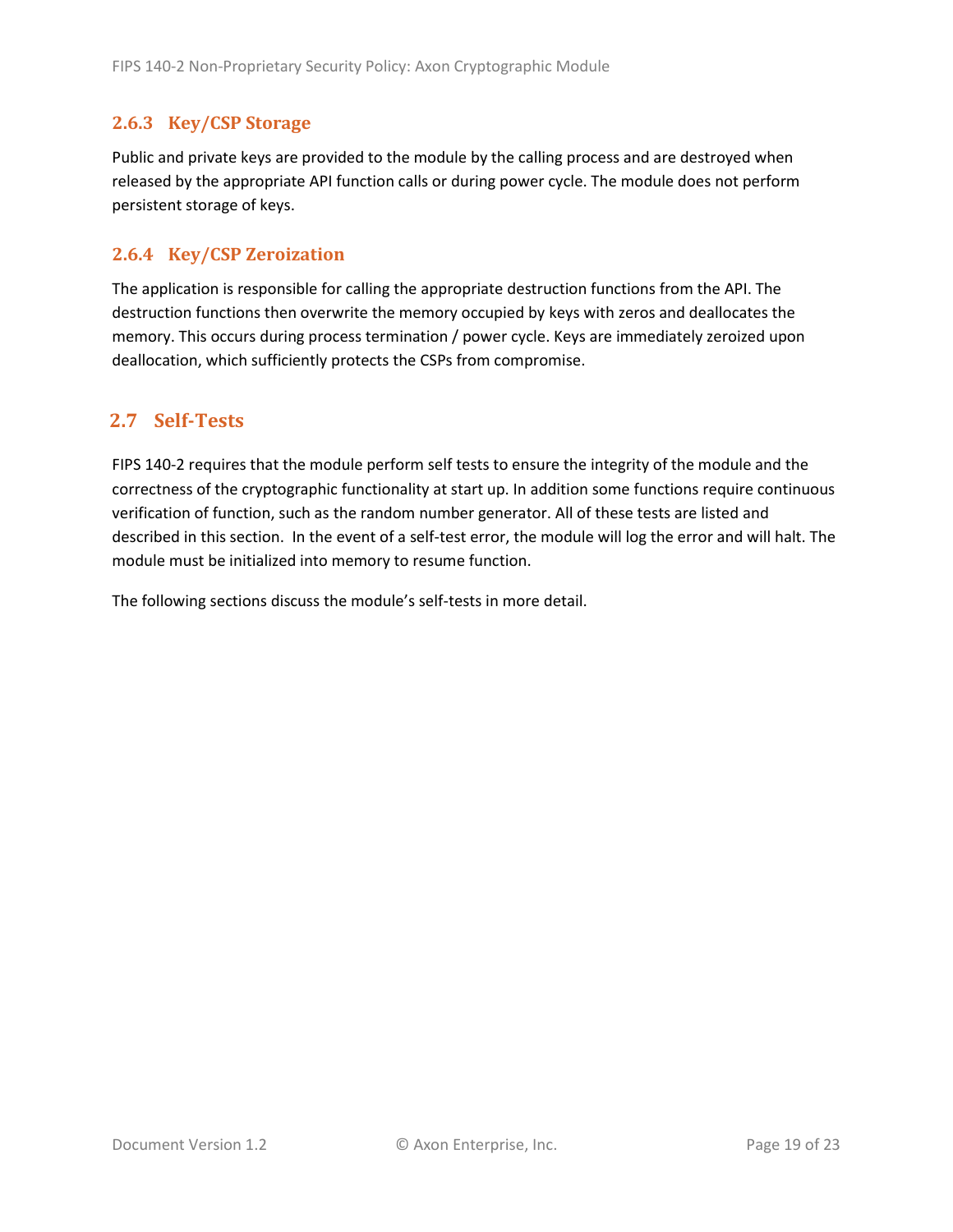### 2.6.3 Key/CSP Storage

Public and private keys are provided to the module by the calling process and are destroyed when released by the appropriate API function calls or during power cycle. The module does not perform persistent storage of keys.

### 2.6.4 Key/CSP Zeroization

The application is responsible for calling the appropriate destruction functions from the API. The destruction functions then overwrite the memory occupied by keys with zeros and deallocates the memory. This occurs during process termination / power cycle. Keys are immediately zeroized upon deallocation, which sufficiently protects the CSPs from compromise.

## 2.7 Self-Tests

FIPS 140-2 requires that the module perform self tests to ensure the integrity of the module and the correctness of the cryptographic functionality at start up. In addition some functions require continuous verification of function, such as the random number generator. All of these tests are listed and described in this section. In the event of a self-test error, the module will log the error and will halt. The module must be initialized into memory to resume function.

The following sections discuss the module's self-tests in more detail.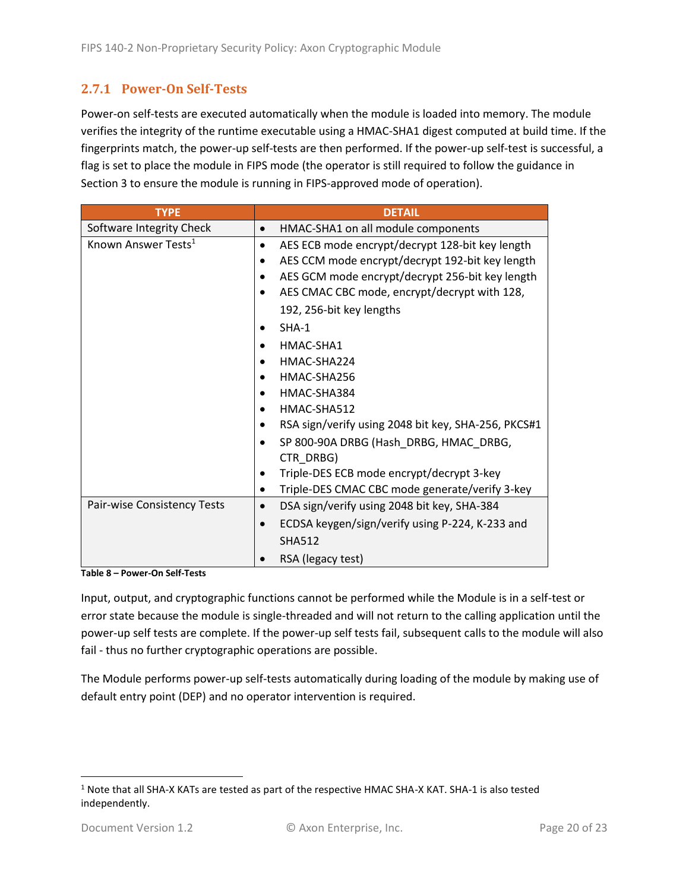### 2.7.1 Power-On Self-Tests

Power-on self-tests are executed automatically when the module is loaded into memory. The module verifies the integrity of the runtime executable using a HMAC-SHA1 digest computed at build time. If the fingerprints match, the power-up self-tests are then performed. If the power-up self-test is successful, a flag is set to place the module in FIPS mode (the operator is still required to follow the guidance in Section 3 to ensure the module is running in FIPS-approved mode of operation).

| TYPE | DETAIL |
| --- | --- |
| Software Integrity Check | • HMAC-SHA1 on all module components |
| Known Answer Tests[1] | • AES ECB mode encrypt/decrypt 128-bit key length<br>• AES CCM mode encrypt/decrypt 192-bit key length<br>• AES GCM mode encrypt/decrypt 256-bit key length<br>• AES CMAC CBC mode, encrypt/decrypt with 128, 192, 256-bit key lengths<br>• SHA-1<br>• HMAC-SHA1<br>• HMAC-SHA224<br>• HMAC-SHA256<br>• HMAC-SHA384<br>• HMAC-SHA512<br>• RSA sign/verify using 2048 bit key, SHA-256, PKCS#1<br>• SP 800-90A DRBG (Hash_DRBG, HMAC_DRBG, CTR_DRBG)<br>• Triple-DES ECB mode encrypt/decrypt 3-key<br>• Triple-DES CMAC CBC mode generate/verify 3-key |
| Pair-wise Consistency Tests | • DSA sign/verify using 2048 bit key, SHA-384<br>• ECDSA keygen/sign/verify using P-224, K-233 and SHA512<br>• RSA (legacy test) |

**Table 8 – Power-On Self-Tests**

Input, output, and cryptographic functions cannot be performed while the Module is in a self-test or error state because the module is single-threaded and will not return to the calling application until the power-up self tests are complete. If the power-up self tests fail, subsequent calls to the module will also fail - thus no further cryptographic operations are possible.

The Module performs power-up self-tests automatically during loading of the module by making use of default entry point (DEP) and no operator intervention is required.

[1] Note that all SHA-X KATs are tested as part of the respective HMAC SHA-X KAT. SHA-1 is also tested independently.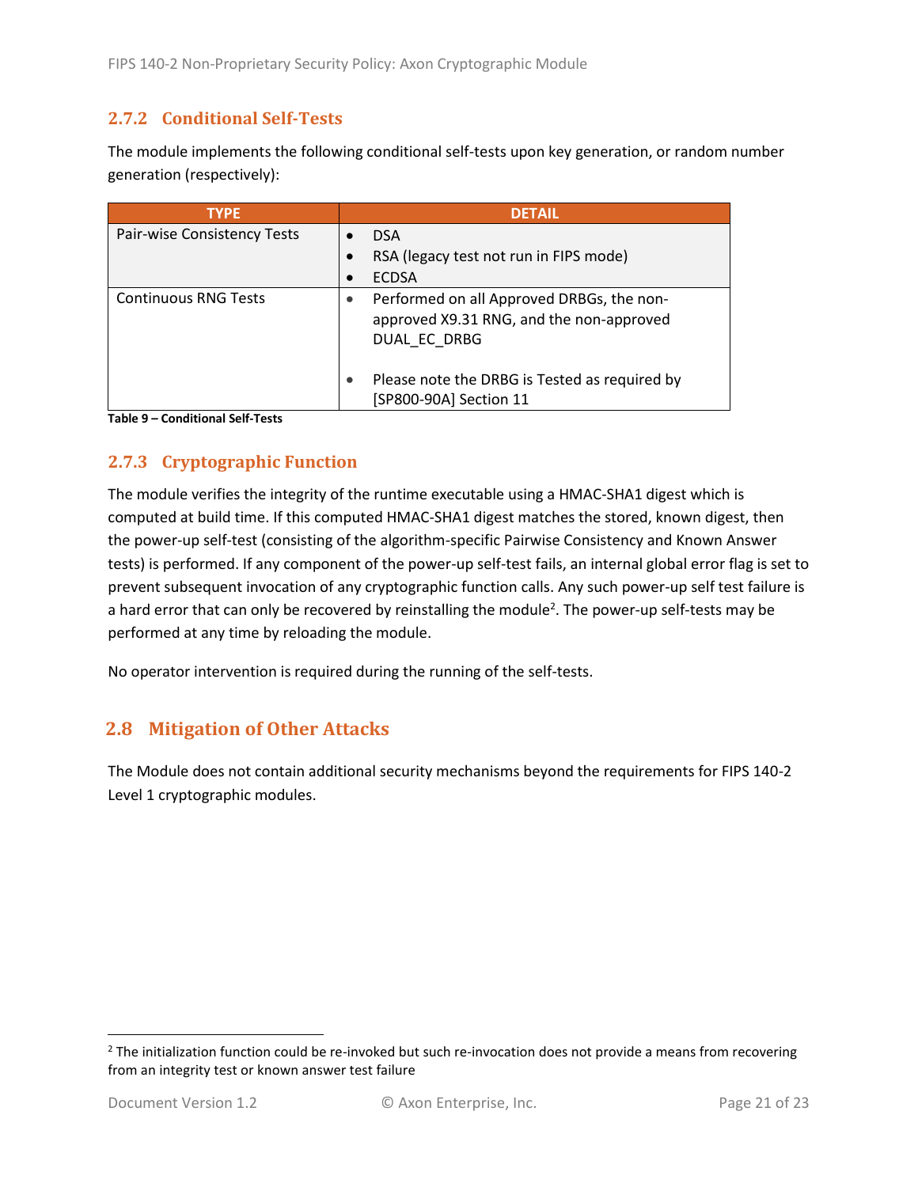### 2.7.2 Conditional Self-Tests

The module implements the following conditional self-tests upon key generation, or random number generation (respectively):

| TYPE | DETAIL |
|---|---|
| Pair-wise Consistency Tests | • DSA<br>• RSA (legacy test not run in FIPS mode)<br>• ECDSA |
| Continuous RNG Tests | • Performed on all Approved DRBGs, the non-approved X9.31 RNG, and the non-approved DUAL_EC_DRBG<br>• Please note the DRBG is Tested as required by [SP800-90A] Section 11 |

**Table 9 – Conditional Self-Tests**

### 2.7.3 Cryptographic Function

The module verifies the integrity of the runtime executable using a HMAC-SHA1 digest which is computed at build time. If this computed HMAC-SHA1 digest matches the stored, known digest, then the power-up self-test (consisting of the algorithm-specific Pairwise Consistency and Known Answer tests) is performed. If any component of the power-up self-test fails, an internal global error flag is set to prevent subsequent invocation of any cryptographic function calls. Any such power-up self test failure is a hard error that can only be recovered by reinstalling the module[2]. The power-up self-tests may be performed at any time by reloading the module.

No operator intervention is required during the running of the self-tests.

## 2.8 Mitigation of Other Attacks

The Module does not contain additional security mechanisms beyond the requirements for FIPS 140-2 Level 1 cryptographic modules.

[2] The initialization function could be re-invoked but such re-invocation does not provide a means from recovering from an integrity test or known answer test failure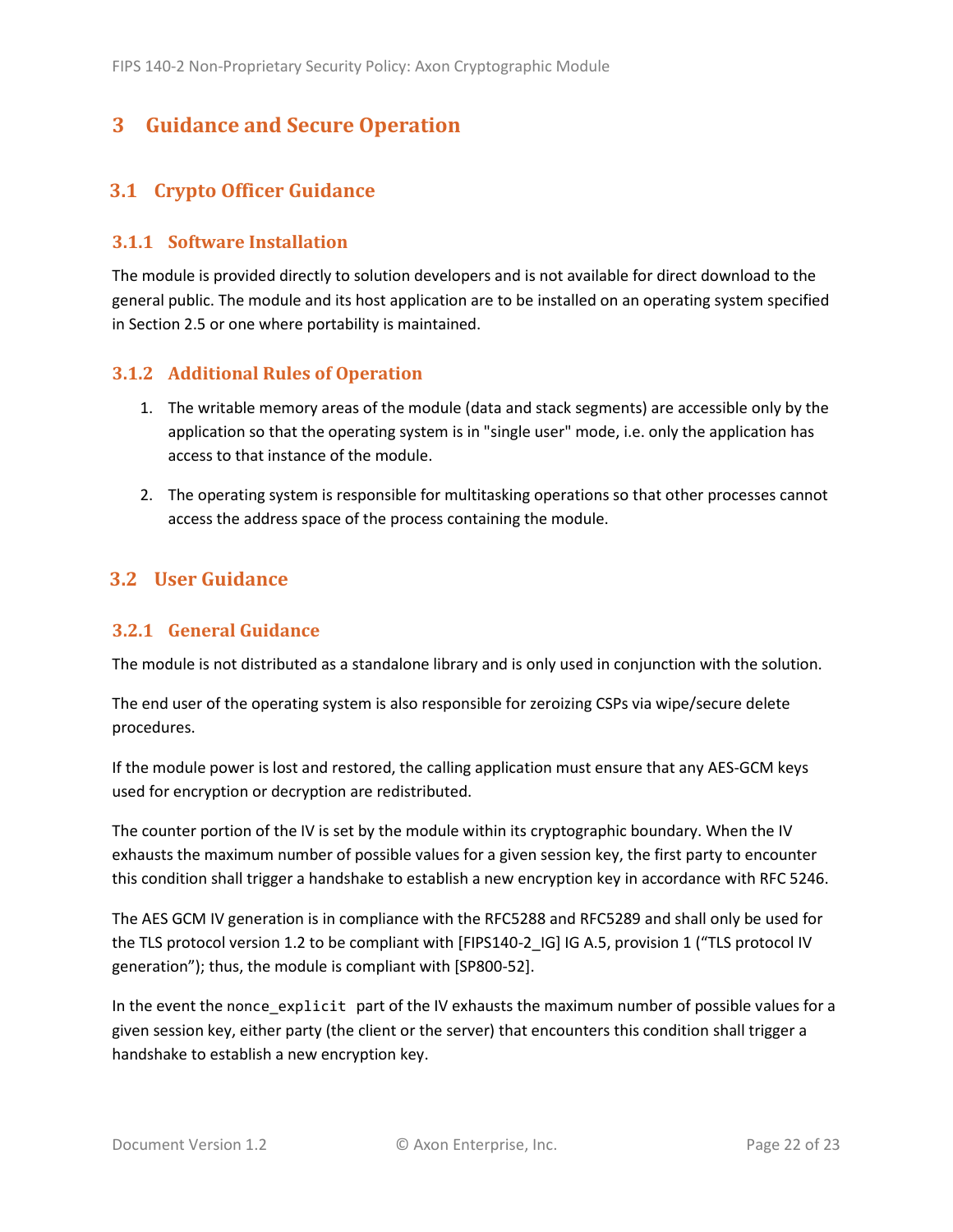# 3 Guidance and Secure Operation

## 3.1 Crypto Officer Guidance

### 3.1.1 Software Installation

The module is provided directly to solution developers and is not available for direct download to the general public. The module and its host application are to be installed on an operating system specified in Section 2.5 or one where portability is maintained.

### 3.1.2 Additional Rules of Operation

1. The writable memory areas of the module (data and stack segments) are accessible only by the application so that the operating system is in "single user" mode, i.e. only the application has access to that instance of the module.

2. The operating system is responsible for multitasking operations so that other processes cannot access the address space of the process containing the module.

## 3.2 User Guidance

### 3.2.1 General Guidance

The module is not distributed as a standalone library and is only used in conjunction with the solution.

The end user of the operating system is also responsible for zeroizing CSPs via wipe/secure delete procedures.

If the module power is lost and restored, the calling application must ensure that any AES-GCM keys used for encryption or decryption are redistributed.

The counter portion of the IV is set by the module within its cryptographic boundary. When the IV exhausts the maximum number of possible values for a given session key, the first party to encounter this condition shall trigger a handshake to establish a new encryption key in accordance with RFC 5246.

The AES GCM IV generation is in compliance with the RFC5288 and RFC5289 and shall only be used for the TLS protocol version 1.2 to be compliant with [FIPS140-2_IG] IG A.5, provision 1 (“TLS protocol IV generation”); thus, the module is compliant with [SP800-52].

In the event the `nonce_explicit` part of the IV exhausts the maximum number of possible values for a given session key, either party (the client or the server) that encounters this condition shall trigger a handshake to establish a new encryption key.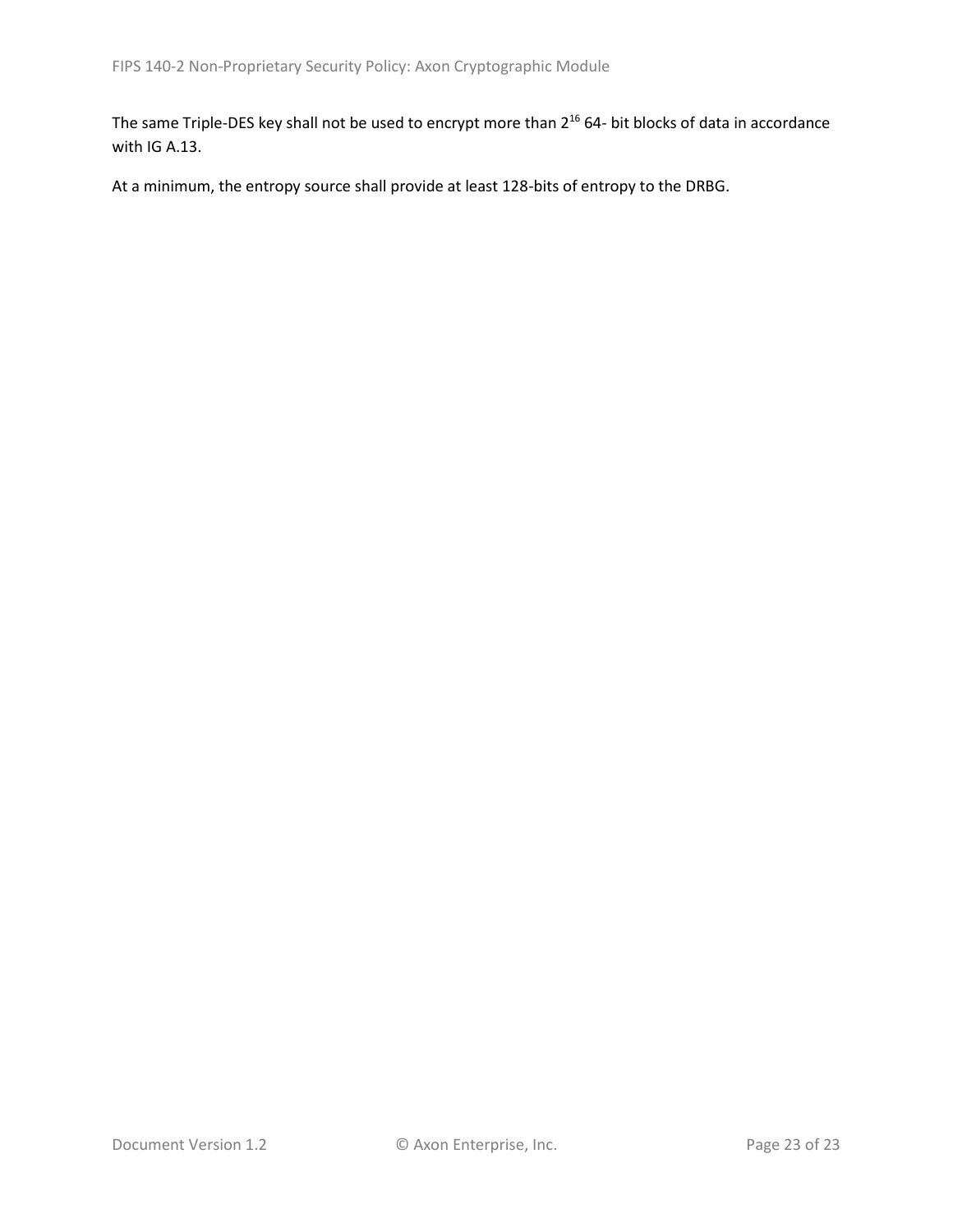The same Triple-DES key shall not be used to encrypt more than $2^{16}$ 64- bit blocks of data in accordance with IG A.13.

At a minimum, the entropy source shall provide at least 128-bits of entropy to the DRBG.